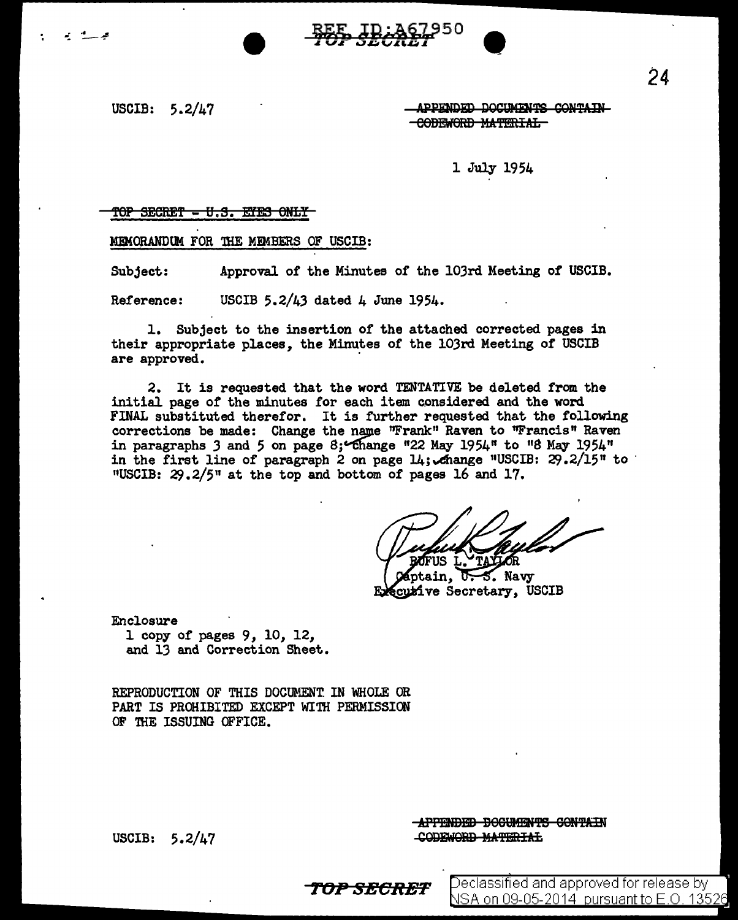REF ID:A67950

TOP SECRET

USCIB: 5.2/47

~~APPENDED DOCUMENTS CONTAIN CODEWORD MATERIAL~~

1 July 1954

~~TOP SECRET - U.S. EYES ONLY~~

MEMORANDUM FOR THE MEMBERS OF USCIB:

Subject: Approval of the Minutes of the 103rd Meeting of USCIB.

Reference: USCIB 5.2/43 dated 4 June 1954.

1. Subject to the insertion of the attached corrected pages in their appropriate places, the Minutes of the 103rd Meeting of USCIB are approved.

2. It is requested that the word TENTATIVE be deleted from the initial page of the minutes for each item considered and the word FINAL substituted therefor. It is further requested that the following corrections be made: Change the name "Frank" Raven to "Francis" Raven in paragraphs 3 and 5 on page 8; change "22 May 1954" to "8 May 1954" in the first line of paragraph 2 on page 14; change "USCIB: 29.2/15" to "USCIB: 29.2/5" at the top and bottom of pages 16 and 17.

RUFUS L. TAYLOR
Captain, U. S. Navy
Executive Secretary, USCIB

Enclosure
1 copy of pages 9, 10, 12, and 13 and Correction Sheet.

REPRODUCTION OF THIS DOCUMENT IN WHOLE OR PART IS PROHIBITED EXCEPT WITH PERMISSION OF THE ISSUING OFFICE.

USCIB: 5.2/47

~~APPENDED DOCUMENTS CONTAIN CODEWORD MATERIAL~~

TOP SECRET

Declassified and approved for release by NSA on 09-05-2014 pursuant to E.O. 13526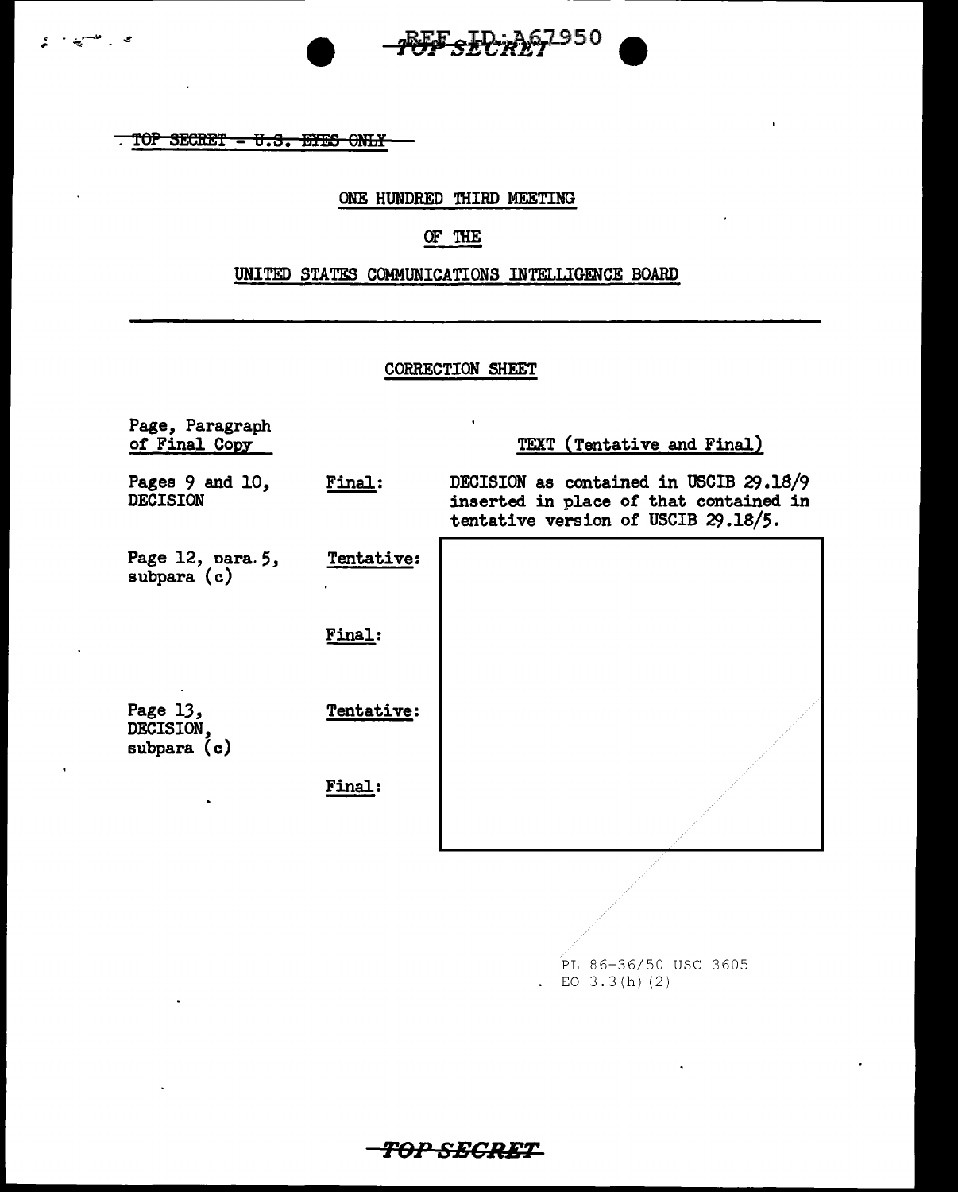TOP SECRET - U.S. EYES ONLY

ONE HUNDRED THIRD MEETING

OF THE

UNITED STATES COMMUNICATIONS INTELLIGENCE BOARD

CORRECTION SHEET

| Page, Paragraph of Final Copy | | TEXT (Tentative and Final) |
|---|---|---|
| Pages 9 and 10, DECISION | Final: | DECISION as contained in USCIB 29.18/9 inserted in place of that contained in tentative version of USCIB 29.18/5. |
| Page 12, para. 5, subpara (c) | Tentative: | |
| | Final: | |
| Page 13, DECISION, subpara (c) | Tentative: | |
| | Final: | |

PL 86-36/50 USC 3605
EO 3.3(h)(2)

TOP SECRET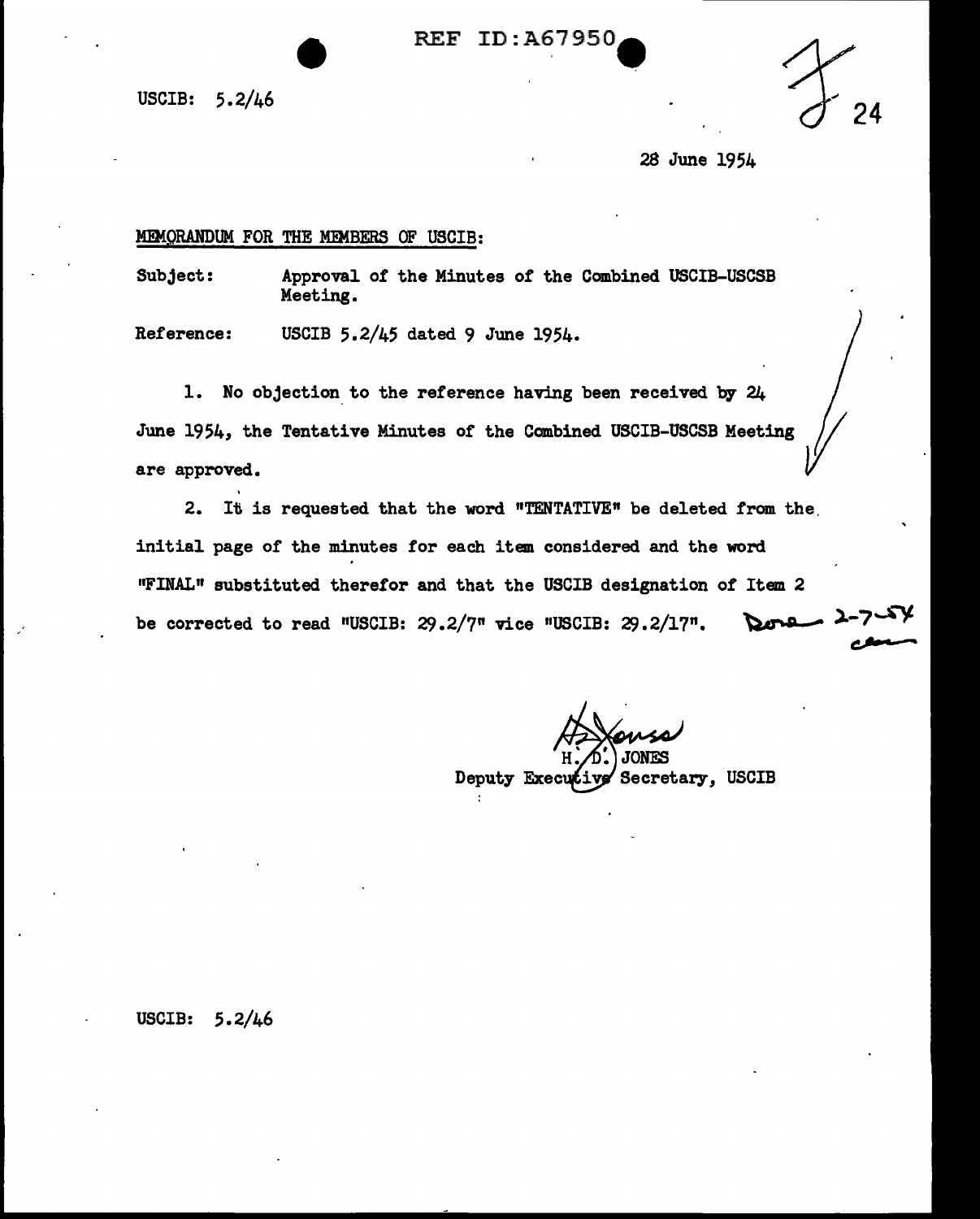REF ID:A67950

USCIB: 5.2/46

28 June 1954

MEMORANDUM FOR THE MEMBERS OF USCIB:

Subject: Approval of the Minutes of the Combined USCIB-USCSB Meeting.

Reference: USCIB 5.2/45 dated 9 June 1954.

1. No objection to the reference having been received by 24 June 1954, the Tentative Minutes of the Combined USCIB-USCSB Meeting are approved.

2. It is requested that the word "TENTATIVE" be deleted from the initial page of the minutes for each item considered and the word "FINAL" substituted therefor and that the USCIB designation of Item 2 be corrected to read "USCIB: 29.2/7" vice "USCIB: 29.2/17". Done 2-7-54

H. D. JONES
Deputy Executive Secretary, USCIB

USCIB: 5.2/46